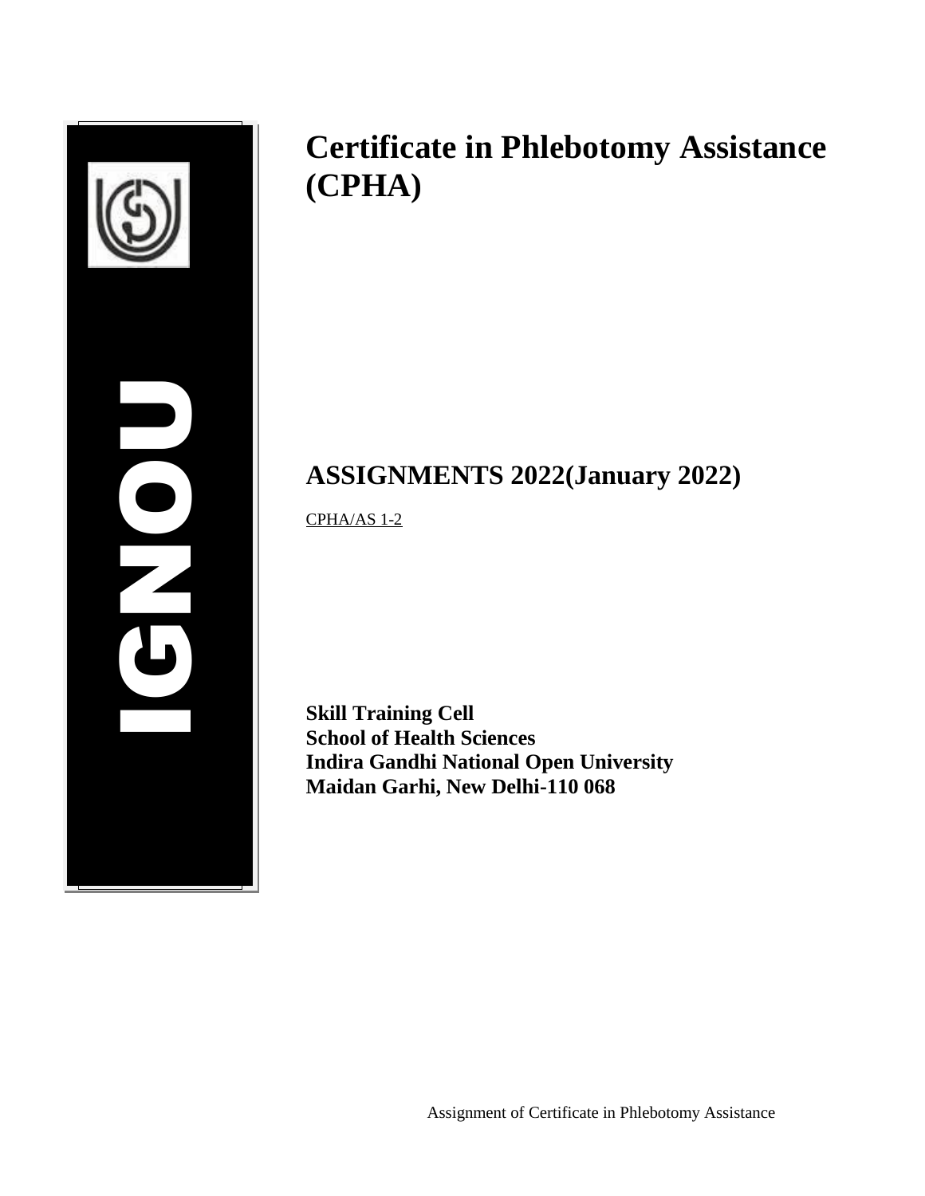# Certificate in Phlebotomy Assistance (CPHA)

## ASSIGNMENTS 2022(January 2022)

CPHA/AS 1-2

**Skill Training Cell**
**School of Health Sciences**
**Indira Gandhi National Open University**
**Maidan Garhi, New Delhi-110 068**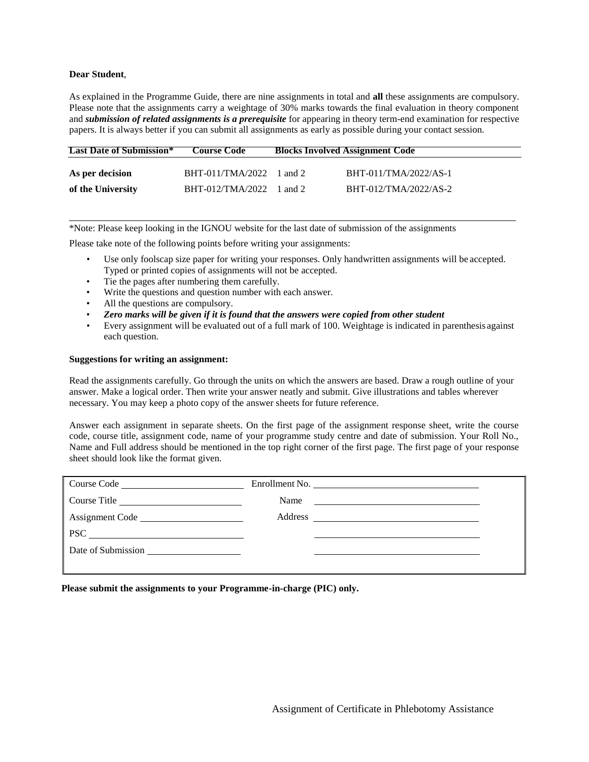**Dear Student**,

As explained in the Programme Guide, there are nine assignments in total and **all** these assignments are compulsory. Please note that the assignments carry a weightage of 30% marks towards the final evaluation in theory component and ***submission of related assignments is a prerequisite*** for appearing in theory term-end examination for respective papers. It is always better if you can submit all assignments as early as possible during your contact session.

| Last Date of Submission* | Course Code | Blocks Involved | Assignment Code |
|---|---|---|---|
| **As per decision** | BHT-011/TMA/2022 | 1 and 2 | BHT-011/TMA/2022/AS-1 |
| **of the University** | BHT-012/TMA/2022 | 1 and 2 | BHT-012/TMA/2022/AS-2 |

*Note: Please keep looking in the IGNOU website for the last date of submission of the assignments

Please take note of the following points before writing your assignments:

- Use only foolscap size paper for writing your responses. Only handwritten assignments will be accepted. Typed or printed copies of assignments will not be accepted.
- Tie the pages after numbering them carefully.
- Write the questions and question number with each answer.
- All the questions are compulsory.
- ***Zero marks will be given if it is found that the answers were copied from other student***
- Every assignment will be evaluated out of a full mark of 100. Weightage is indicated in parenthesis against each question.

**Suggestions for writing an assignment:**

Read the assignments carefully. Go through the units on which the answers are based. Draw a rough outline of your answer. Make a logical order. Then write your answer neatly and submit. Give illustrations and tables wherever necessary. You may keep a photo copy of the answer sheets for future reference.

Answer each assignment in separate sheets. On the first page of the assignment response sheet, write the course code, course title, assignment code, name of your programme study centre and date of submission. Your Roll No., Name and Full address should be mentioned in the top right corner of the first page. The first page of your response sheet should look like the format given.

| | |
|---|---|
| Course Code ______________ | Enrollment No. ______________ |
| Course Title ______________ | Name ______________ |
| Assignment Code ______________ | Address ______________ |
| PSC ______________ | ______________ |
| Date of Submission ______________ | ______________ |

**Please submit the assignments to your Programme-in-charge (PIC) only.**

Assignment of Certificate in Phlebotomy Assistance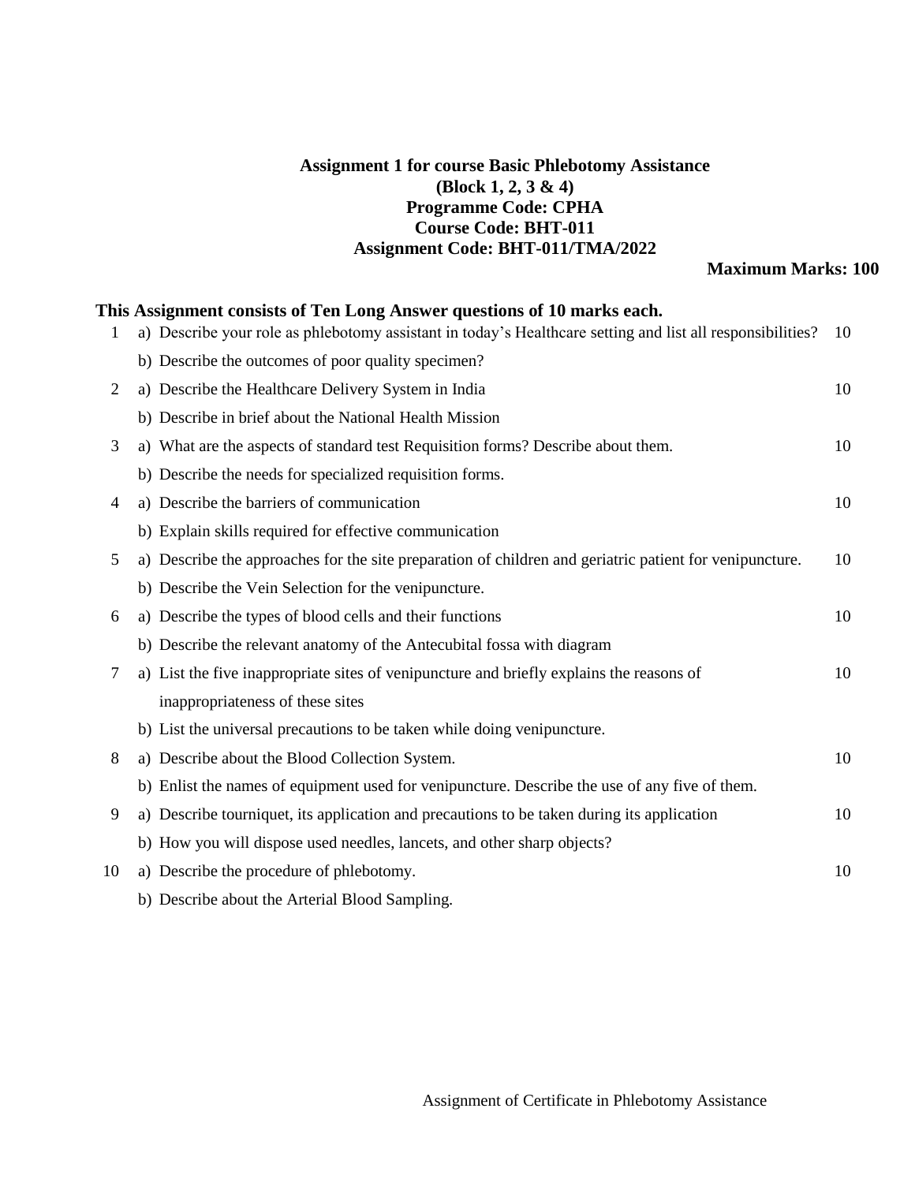**Assignment 1 for course Basic Phlebotomy Assistance**
**(Block 1, 2, 3 & 4)**
**Programme Code: CPHA**
**Course Code: BHT-011**
**Assignment Code: BHT-011/TMA/2022**

**Maximum Marks: 100**

**This Assignment consists of Ten Long Answer questions of 10 marks each.**

| No. | Question | Marks |
|---|---|---|
| 1 | a) Describe your role as phlebotomy assistant in today's Healthcare setting and list all responsibilities? | 10 |
| | b) Describe the outcomes of poor quality specimen? | |
| 2 | a) Describe the Healthcare Delivery System in India | 10 |
| | b) Describe in brief about the National Health Mission | |
| 3 | a) What are the aspects of standard test Requisition forms? Describe about them. | 10 |
| | b) Describe the needs for specialized requisition forms. | |
| 4 | a) Describe the barriers of communication | 10 |
| | b) Explain skills required for effective communication | |
| 5 | a) Describe the approaches for the site preparation of children and geriatric patient for venipuncture. | 10 |
| | b) Describe the Vein Selection for the venipuncture. | |
| 6 | a) Describe the types of blood cells and their functions | 10 |
| | b) Describe the relevant anatomy of the Antecubital fossa with diagram | |
| 7 | a) List the five inappropriate sites of venipuncture and briefly explains the reasons of inappropriateness of these sites | 10 |
| | b) List the universal precautions to be taken while doing venipuncture. | |
| 8 | a) Describe about the Blood Collection System. | 10 |
| | b) Enlist the names of equipment used for venipuncture. Describe the use of any five of them. | |
| 9 | a) Describe tourniquet, its application and precautions to be taken during its application | 10 |
| | b) How you will dispose used needles, lancets, and other sharp objects? | |
| 10 | a) Describe the procedure of phlebotomy. | 10 |
| | b) Describe about the Arterial Blood Sampling. | |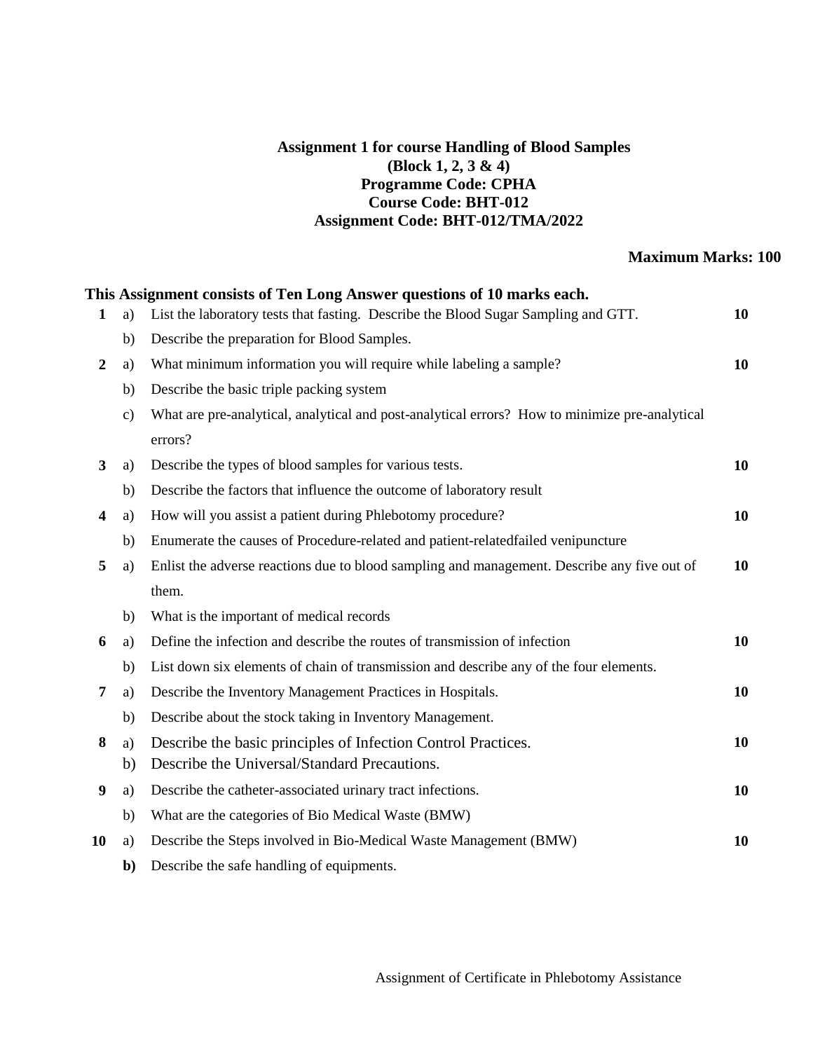**Assignment 1 for course Handling of Blood Samples**
**(Block 1, 2, 3 & 4)**
**Programme Code: CPHA**
**Course Code: BHT-012**
**Assignment Code: BHT-012/TMA/2022**

**Maximum Marks: 100**

**This Assignment consists of Ten Long Answer questions of 10 marks each.**

| | | | |
|---|---|---|---|
| **1** | a) | List the laboratory tests that fasting. Describe the Blood Sugar Sampling and GTT. | **10** |
| | b) | Describe the preparation for Blood Samples. | |
| **2** | a) | What minimum information you will require while labeling a sample? | **10** |
| | b) | Describe the basic triple packing system | |
| | c) | What are pre-analytical, analytical and post-analytical errors? How to minimize pre-analytical errors? | |
| **3** | a) | Describe the types of blood samples for various tests. | **10** |
| | b) | Describe the factors that influence the outcome of laboratory result | |
| **4** | a) | How will you assist a patient during Phlebotomy procedure? | **10** |
| | b) | Enumerate the causes of Procedure-related and patient-relatedfailed venipuncture | |
| **5** | a) | Enlist the adverse reactions due to blood sampling and management. Describe any five out of them. | **10** |
| | b) | What is the important of medical records | |
| **6** | a) | Define the infection and describe the routes of transmission of infection | **10** |
| | b) | List down six elements of chain of transmission and describe any of the four elements. | |
| **7** | a) | Describe the Inventory Management Practices in Hospitals. | **10** |
| | b) | Describe about the stock taking in Inventory Management. | |
| **8** | a) | Describe the basic principles of Infection Control Practices. | **10** |
| | b) | Describe the Universal/Standard Precautions. | |
| **9** | a) | Describe the catheter-associated urinary tract infections. | **10** |
| | b) | What are the categories of Bio Medical Waste (BMW) | |
| **10** | a) | Describe the Steps involved in Bio-Medical Waste Management (BMW) | **10** |
| | **b)** | Describe the safe handling of equipments. | |